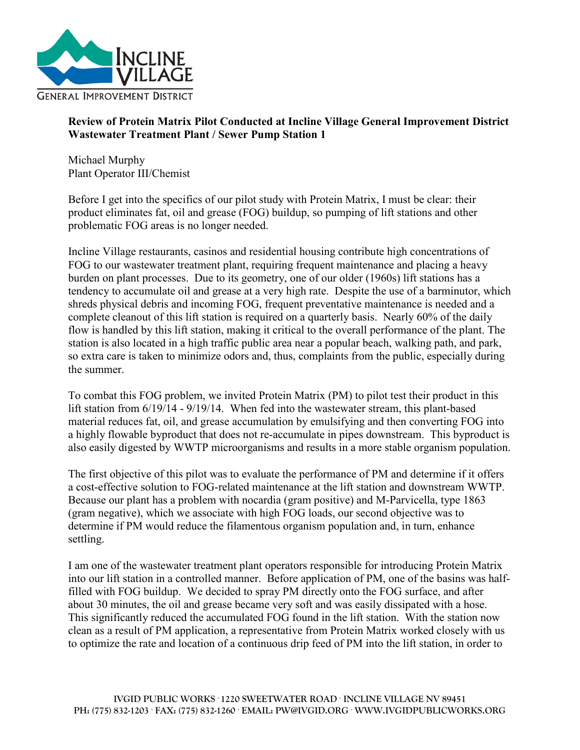**Review of Protein Matrix Pilot Conducted at Incline Village General Improvement District Wastewater Treatment Plant / Sewer Pump Station 1**

Michael Murphy
Plant Operator III/Chemist

Before I get into the specifics of our pilot study with Protein Matrix, I must be clear: their product eliminates fat, oil and grease (FOG) buildup, so pumping of lift stations and other problematic FOG areas is no longer needed.

Incline Village restaurants, casinos and residential housing contribute high concentrations of FOG to our wastewater treatment plant, requiring frequent maintenance and placing a heavy burden on plant processes. Due to its geometry, one of our older (1960s) lift stations has a tendency to accumulate oil and grease at a very high rate. Despite the use of a barminutor, which shreds physical debris and incoming FOG, frequent preventative maintenance is needed and a complete cleanout of this lift station is required on a quarterly basis. Nearly 60% of the daily flow is handled by this lift station, making it critical to the overall performance of the plant. The station is also located in a high traffic public area near a popular beach, walking path, and park, so extra care is taken to minimize odors and, thus, complaints from the public, especially during the summer.

To combat this FOG problem, we invited Protein Matrix (PM) to pilot test their product in this lift station from 6/19/14 - 9/19/14. When fed into the wastewater stream, this plant-based material reduces fat, oil, and grease accumulation by emulsifying and then converting FOG into a highly flowable byproduct that does not re-accumulate in pipes downstream. This byproduct is also easily digested by WWTP microorganisms and results in a more stable organism population.

The first objective of this pilot was to evaluate the performance of PM and determine if it offers a cost-effective solution to FOG-related maintenance at the lift station and downstream WWTP. Because our plant has a problem with nocardia (gram positive) and M-Parvicella, type 1863 (gram negative), which we associate with high FOG loads, our second objective was to determine if PM would reduce the filamentous organism population and, in turn, enhance settling.

I am one of the wastewater treatment plant operators responsible for introducing Protein Matrix into our lift station in a controlled manner. Before application of PM, one of the basins was half-filled with FOG buildup. We decided to spray PM directly onto the FOG surface, and after about 30 minutes, the oil and grease became very soft and was easily dissipated with a hose. This significantly reduced the accumulated FOG found in the lift station. With the station now clean as a result of PM application, a representative from Protein Matrix worked closely with us to optimize the rate and location of a continuous drip feed of PM into the lift station, in order to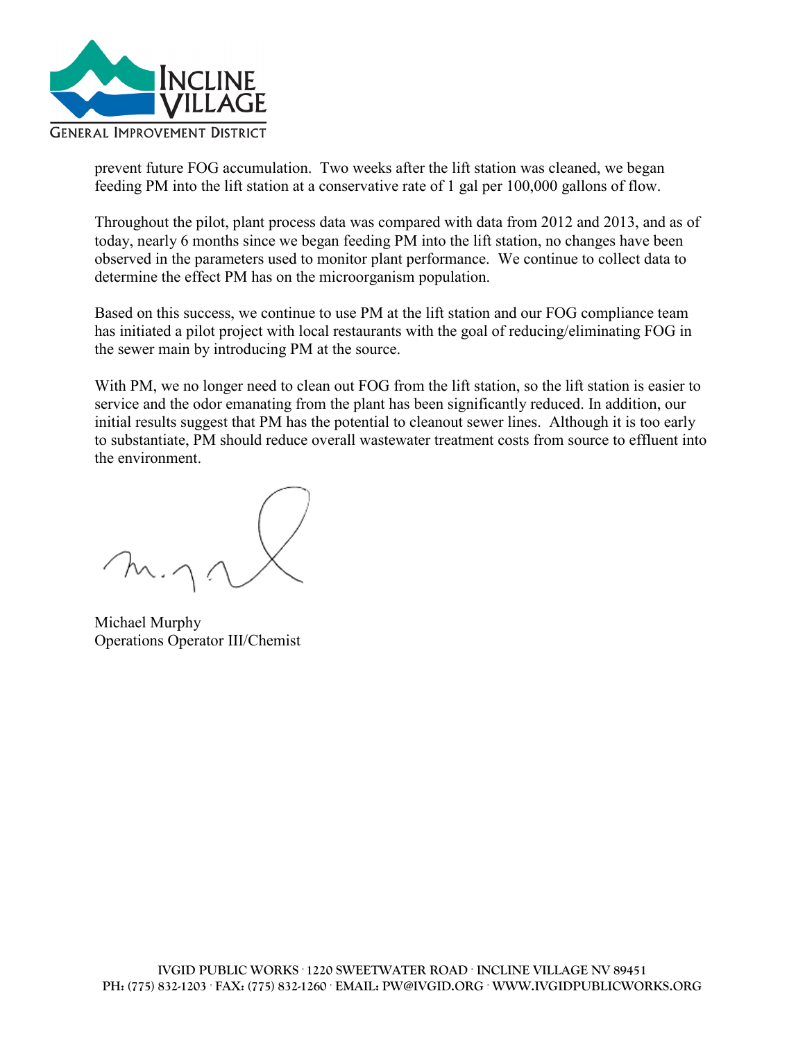prevent future FOG accumulation. Two weeks after the lift station was cleaned, we began feeding PM into the lift station at a conservative rate of 1 gal per 100,000 gallons of flow.

Throughout the pilot, plant process data was compared with data from 2012 and 2013, and as of today, nearly 6 months since we began feeding PM into the lift station, no changes have been observed in the parameters used to monitor plant performance. We continue to collect data to determine the effect PM has on the microorganism population.

Based on this success, we continue to use PM at the lift station and our FOG compliance team has initiated a pilot project with local restaurants with the goal of reducing/eliminating FOG in the sewer main by introducing PM at the source.

With PM, we no longer need to clean out FOG from the lift station, so the lift station is easier to service and the odor emanating from the plant has been significantly reduced. In addition, our initial results suggest that PM has the potential to cleanout sewer lines. Although it is too early to substantiate, PM should reduce overall wastewater treatment costs from source to effluent into the environment.

Michael Murphy
Operations Operator III/Chemist